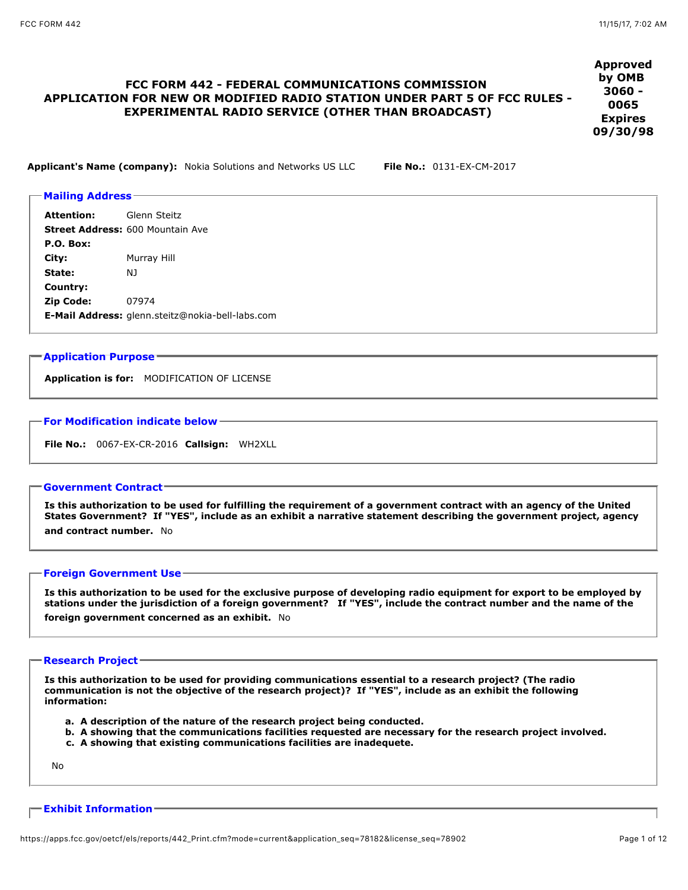# FCC FORM 442 - FEDERAL COMMUNICATIONS COMMISSION APPLICATION FOR NEW OR MODIFIED RADIO STATION UNDER PART 5 OF FCC RULES - EXPERIMENTAL RADIO SERVICE (OTHER THAN BROADCAST)

**Approved by OMB 3060 - 0065 Expires 09/30/98**

**Applicant's Name (company):** Nokia Solutions and Networks US LLC **File No.:** 0131-EX-CM-2017

## Mailing Address

**Attention:** Glenn Steitz
**Street Address:** 600 Mountain Ave
**P.O. Box:**
**City:** Murray Hill
**State:** NJ
**Country:**
**Zip Code:** 07974
**E-Mail Address:** glenn.steitz@nokia-bell-labs.com

## Application Purpose

**Application is for:** MODIFICATION OF LICENSE

## For Modification indicate below

**File No.:** 0067-EX-CR-2016 **Callsign:** WH2XLL

## Government Contract

**Is this authorization to be used for fulfilling the requirement of a government contract with an agency of the United States Government? If "YES", include as an exhibit a narrative statement describing the government project, agency and contract number.** No

## Foreign Government Use

**Is this authorization to be used for the exclusive purpose of developing radio equipment for export to be employed by stations under the jurisdiction of a foreign government? If "YES", include the contract number and the name of the foreign government concerned as an exhibit.** No

## Research Project

**Is this authorization to be used for providing communications essential to a research project? (The radio communication is not the objective of the research project)? If "YES", include as an exhibit the following information:**

a. **A description of the nature of the research project being conducted.**
b. **A showing that the communications facilities requested are necessary for the research project involved.**
c. **A showing that existing communications facilities are inadequete.**

No

## Exhibit Information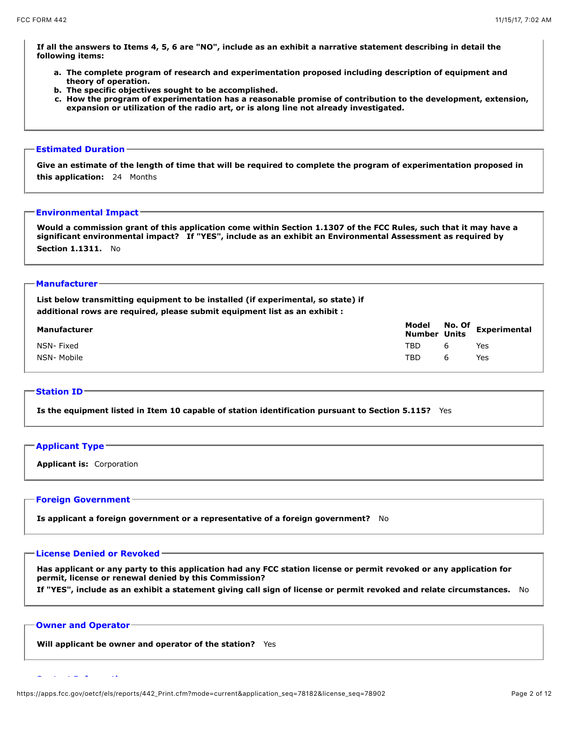**If all the answers to Items 4, 5, 6 are "NO", include as an exhibit a narrative statement describing in detail the following items:**

a. **The complete program of research and experimentation proposed including description of equipment and theory of operation.**
b. **The specific objectives sought to be accomplished.**
c. **How the program of experimentation has a reasonable promise of contribution to the development, extension, expansion or utilization of the radio art, or is along line not already investigated.**

## Estimated Duration

**Give an estimate of the length of time that will be required to complete the program of experimentation proposed in this application:** 24 Months

## Environmental Impact

**Would a commission grant of this application come within Section 1.1307 of the FCC Rules, such that it may have a significant environmental impact? If "YES", include as an exhibit an Environmental Assessment as required by Section 1.1311.** No

## Manufacturer

**List below transmitting equipment to be installed (if experimental, so state) if additional rows are required, please submit equipment list as an exhibit :**

| Manufacturer | Model Number | No. Of Units | Experimental |
|---|---|---|---|
| NSN- Fixed | TBD | 6 | Yes |
| NSN- Mobile | TBD | 6 | Yes |

## Station ID

**Is the equipment listed in Item 10 capable of station identification pursuant to Section 5.115?** Yes

## Applicant Type

**Applicant is:** Corporation

## Foreign Government

**Is applicant a foreign government or a representative of a foreign government?** No

## License Denied or Revoked

**Has applicant or any party to this application had any FCC station license or permit revoked or any application for permit, license or renewal denied by this Commission?**
**If "YES", include as an exhibit a statement giving call sign of license or permit revoked and relate circumstances.** No

## Owner and Operator

**Will applicant be owner and operator of the station?** Yes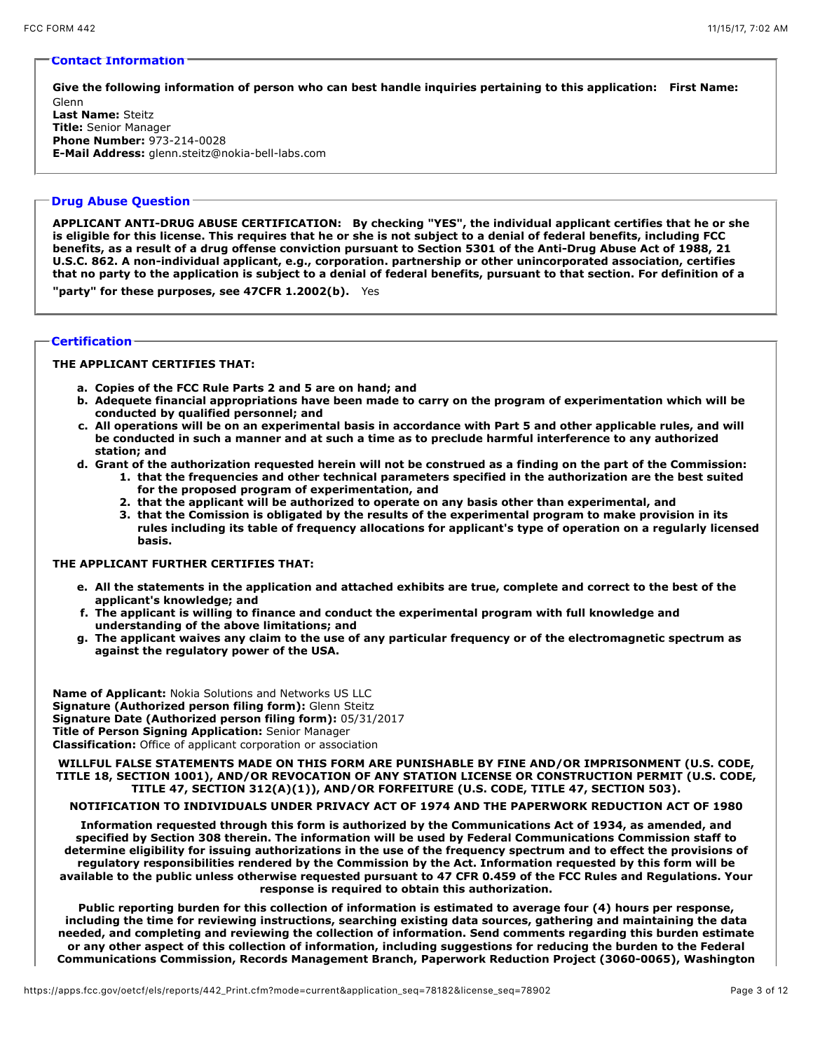## Contact Information

**Give the following information of person who can best handle inquiries pertaining to this application: First Name:** Glenn
**Last Name:** Steitz
**Title:** Senior Manager
**Phone Number:** 973-214-0028
**E-Mail Address:** glenn.steitz@nokia-bell-labs.com

## Drug Abuse Question

**APPLICANT ANTI-DRUG ABUSE CERTIFICATION: By checking "YES", the individual applicant certifies that he or she is eligible for this license. This requires that he or she is not subject to a denial of federal benefits, including FCC benefits, as a result of a drug offense conviction pursuant to Section 5301 of the Anti-Drug Abuse Act of 1988, 21 U.S.C. 862. A non-individual applicant, e.g., corporation. partnership or other unincorporated association, certifies that no party to the application is subject to a denial of federal benefits, pursuant to that section. For definition of a "party" for these purposes, see 47CFR 1.2002(b).** Yes

## Certification

**THE APPLICANT CERTIFIES THAT:**

- **a. Copies of the FCC Rule Parts 2 and 5 are on hand; and**
- **b. Adeqeate financial appropriations have been made to carry on the program of experimentation which will be conducted by qualified personnel; and**
- **c. All operations will be on an experimental basis in accordance with Part 5 and other applicable rules, and will be conducted in such a manner and at such a time as to preclude harmful interference to any authorized station; and**
- **d. Grant of the authorization requested herein will not be construed as a finding on the part of the Commission:**
  1. **that the frequencies and other technical parameters specified in the authorization are the best suited for the proposed program of experimentation, and**
  2. **that the applicant will be authorized to operate on any basis other than experimental, and**
  3. **that the Comission is obligated by the results of the experimental program to make provision in its rules including its table of frequency allocations for applicant's type of operation on a regularly licensed basis.**

**THE APPLICANT FURTHER CERTIFIES THAT:**

- **e. All the statements in the application and attached exhibits are true, complete and correct to the best of the applicant's knowledge; and**
- **f. The applicant is willing to finance and conduct the experimental program with full knowledge and understanding of the above limitations; and**
- **g. The applicant waives any claim to the use of any particular frequency or of the electromagnetic spectrum as against the regulatory power of the USA.**

**Name of Applicant:** Nokia Solutions and Networks US LLC
**Signature (Authorized person filing form):** Glenn Steitz
**Signature Date (Authorized person filing form):** 05/31/2017
**Title of Person Signing Application:** Senior Manager
**Classification:** Office of applicant corporation or association

**WILLFUL FALSE STATEMENTS MADE ON THIS FORM ARE PUNISHABLE BY FINE AND/OR IMPRISONMENT (U.S. CODE, TITLE 18, SECTION 1001), AND/OR REVOCATION OF ANY STATION LICENSE OR CONSTRUCTION PERMIT (U.S. CODE, TITLE 47, SECTION 312(A)(1)), AND/OR FORFEITURE (U.S. CODE, TITLE 47, SECTION 503).**

**NOTIFICATION TO INDIVIDUALS UNDER PRIVACY ACT OF 1974 AND THE PAPERWORK REDUCTION ACT OF 1980**

**Information requested through this form is authorized by the Communications Act of 1934, as amended, and specified by Section 308 therein. The information will be used by Federal Communications Commission staff to determine eligibility for issuing authorizations in the use of the frequency spectrum and to effect the provisions of regulatory responsibilities rendered by the Commission by the Act. Information requested by this form will be available to the public unless otherwise requested pursuant to 47 CFR 0.459 of the FCC Rules and Regulations. Your response is required to obtain this authorization.**

**Public reporting burden for this collection of information is estimated to average four (4) hours per response, including the time for reviewing instructions, searching existing data sources, gathering and maintaining the data needed, and completing and reviewing the collection of information. Send comments regarding this burden estimate or any other aspect of this collection of information, including suggestions for reducing the burden to the Federal Communications Commission, Records Management Branch, Paperwork Reduction Project (3060-0065), Washington**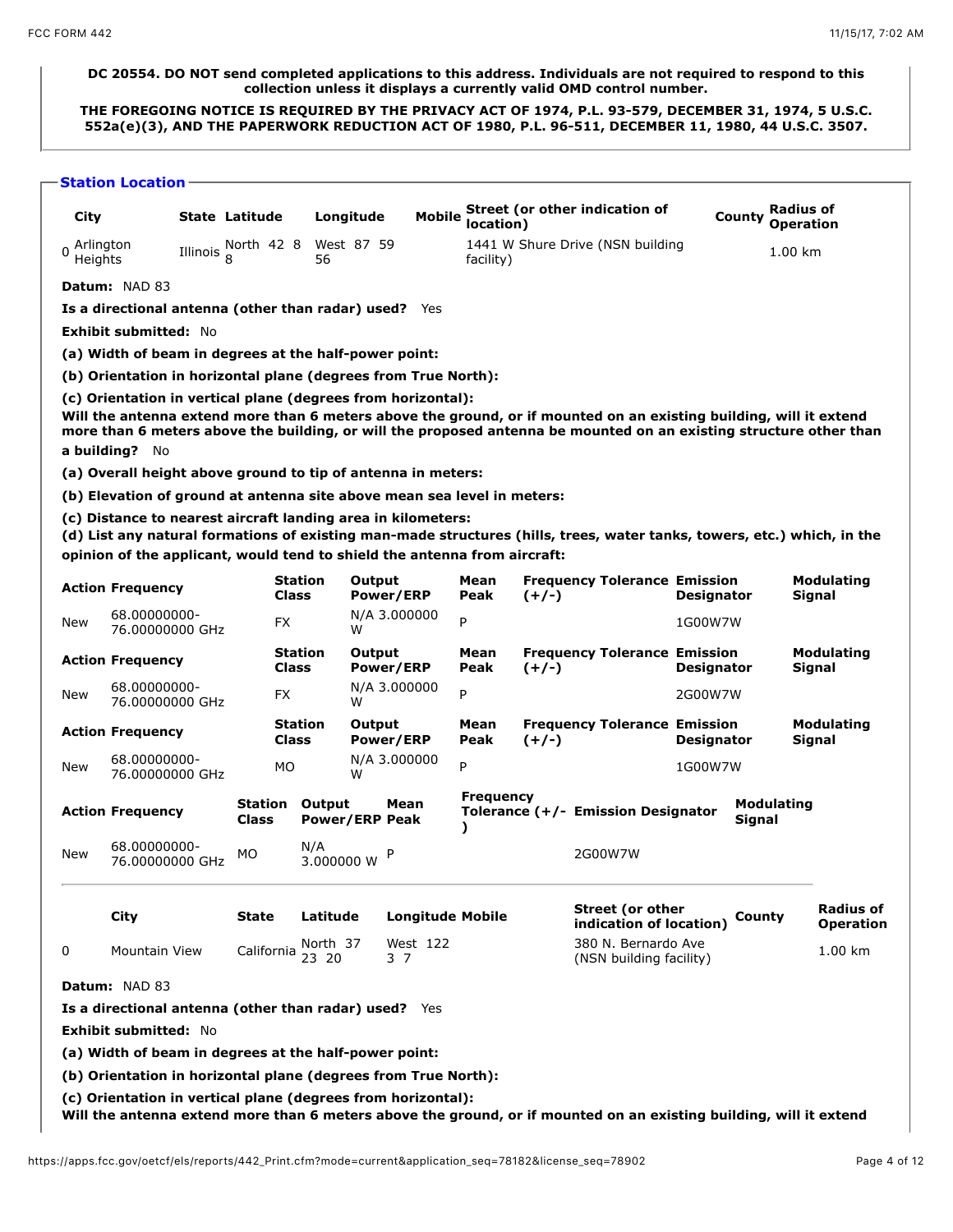**DC 20554. DO NOT send completed applications to this address. Individuals are not required to respond to this collection unless it displays a currently valid OMD control number.**

**THE FOREGOING NOTICE IS REQUIRED BY THE PRIVACY ACT OF 1974, P.L. 93-579, DECEMBER 31, 1974, 5 U.S.C. 552a(e)(3), AND THE PAPERWORK REDUCTION ACT OF 1980, P.L. 96-511, DECEMBER 11, 1980, 44 U.S.C. 3507.**

## Station Location

| | City | State | Latitude | Longitude | Mobile | Street (or other indication of location) | County | Radius of Operation |
|---|---|---|---|---|---|---|---|---|
| 0 | Arlington Heights | Illinois | North 42 8 8 | West 87 59 56 | | 1441 W Shure Drive (NSN building facility) | | 1.00 km |

**Datum:** NAD 83

**Is a directional antenna (other than radar) used?** Yes

**Exhibit submitted:** No

**(a) Width of beam in degrees at the half-power point:**

**(b) Orientation in horizontal plane (degrees from True North):**

**(c) Orientation in vertical plane (degrees from horizontal):**

**Will the antenna extend more than 6 meters above the ground, or if mounted on an existing building, will it extend more than 6 meters above the building, or will the proposed antenna be mounted on an existing structure other than a building?** No

**(a) Overall height above ground to tip of antenna in meters:**

**(b) Elevation of ground at antenna site above mean sea level in meters:**

**(c) Distance to nearest aircraft landing area in kilometers:**

**(d) List any natural formations of existing man-made structures (hills, trees, water tanks, towers, etc.) which, in the opinion of the applicant, would tend to shield the antenna from aircraft:**

| Action | Frequency | Station Class | Output Power/ERP | Mean Peak | Frequency Tolerance (+/-) | Emission Designator | Modulating Signal |
|---|---|---|---|---|---|---|---|
| New | 68.00000000-76.00000000 GHz | FX | N/A 3.000000 W | P | | 1G00W7W | |
| New | 68.00000000-76.00000000 GHz | FX | N/A 3.000000 W | P | | 2G00W7W | |
| New | 68.00000000-76.00000000 GHz | MO | N/A 3.000000 W | P | | 1G00W7W | |
| New | 68.00000000-76.00000000 GHz | MO | N/A 3.000000 W | P | | 2G00W7W | |

| | City | State | Latitude | Longitude | Mobile | Street (or other indication of location) | County | Radius of Operation |
|---|---|---|---|---|---|---|---|---|
| 0 | Mountain View | California | North 37 23 20 | West 122 3 7 | | 380 N. Bernardo Ave (NSN building facility) | | 1.00 km |

**Datum:** NAD 83

**Is a directional antenna (other than radar) used?** Yes

**Exhibit submitted:** No

**(a) Width of beam in degrees at the half-power point:**

**(b) Orientation in horizontal plane (degrees from True North):**

**(c) Orientation in vertical plane (degrees from horizontal):**

**Will the antenna extend more than 6 meters above the ground, or if mounted on an existing building, will it extend**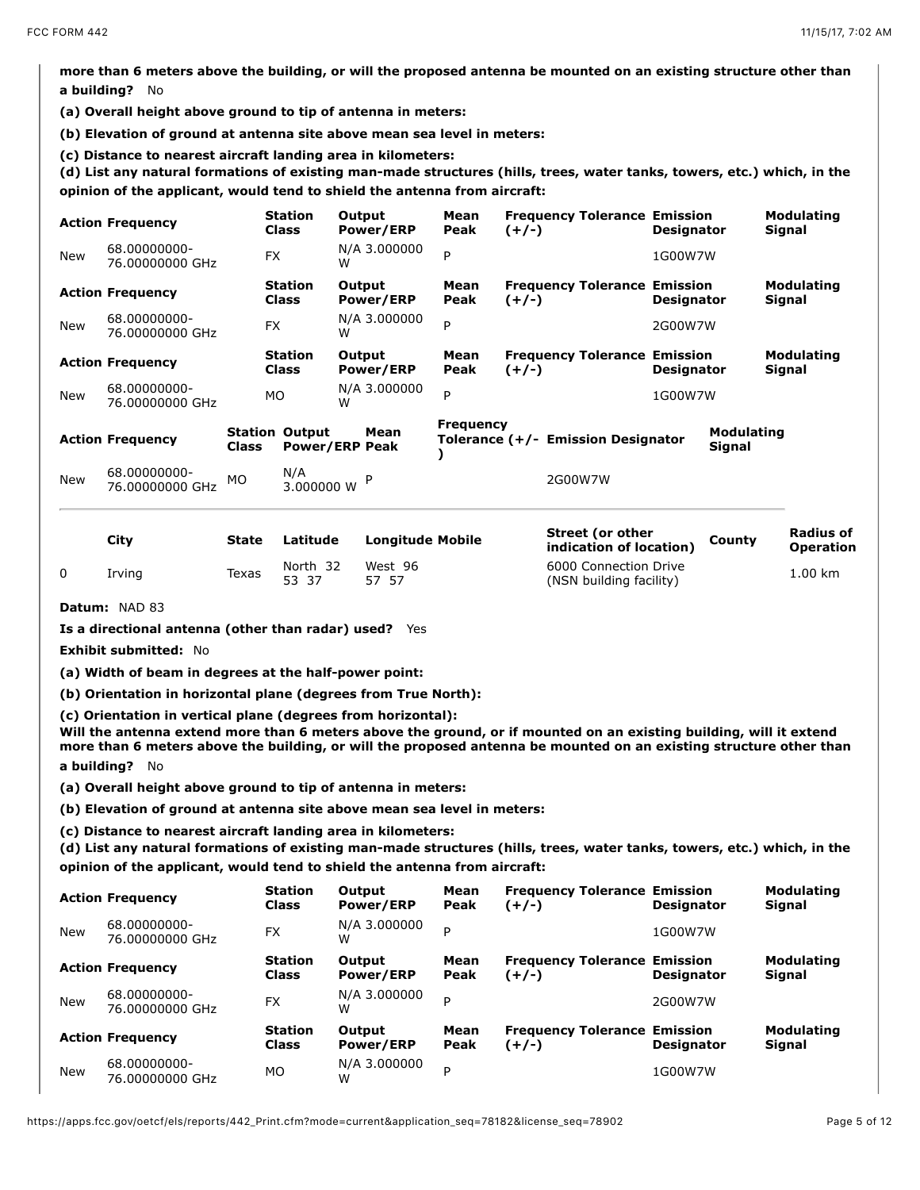**more than 6 meters above the building, or will the proposed antenna be mounted on an existing structure other than a building?** No

**(a) Overall height above ground to tip of antenna in meters:**

**(b) Elevation of ground at antenna site above mean sea level in meters:**

**(c) Distance to nearest aircraft landing area in kilometers:**

**(d) List any natural formations of existing man-made structures (hills, trees, water tanks, towers, etc.) which, in the opinion of the applicant, would tend to shield the antenna from aircraft:**

| Action | Frequency | Station Class | Output Power/ERP | Mean Peak | Frequency Tolerance (+/-) | Emission Designator | Modulating Signal |
|---|---|---|---|---|---|---|---|
| New | 68.00000000-76.00000000 GHz | FX | N/A 3.000000 W | P | | 1G00W7W | |

| Action | Frequency | Station Class | Output Power/ERP | Mean Peak | Frequency Tolerance (+/-) | Emission Designator | Modulating Signal |
|---|---|---|---|---|---|---|---|
| New | 68.00000000-76.00000000 GHz | FX | N/A 3.000000 W | P | | 2G00W7W | |

| Action | Frequency | Station Class | Output Power/ERP | Mean Peak | Frequency Tolerance (+/-) | Emission Designator | Modulating Signal |
|---|---|---|---|---|---|---|---|
| New | 68.00000000-76.00000000 GHz | MO | N/A 3.000000 W | P | | 1G00W7W | |

| Action | Frequency | Station Class | Output Power/ERP | Mean Peak | Frequency Tolerance (+/-) | Emission Designator | Modulating Signal |
|---|---|---|---|---|---|---|---|
| New | 68.00000000-76.00000000 GHz | MO | N/A 3.000000 W | P | | 2G00W7W | |

| | City | State | Latitude | Longitude | Mobile | Street (or other indication of location) | County | Radius of Operation |
|---|---|---|---|---|---|---|---|---|
| 0 | Irving | Texas | North 32 53 37 | West 96 57 57 | | 6000 Connection Drive (NSN building facility) | | 1.00 km |

**Datum:** NAD 83

**Is a directional antenna (other than radar) used?** Yes

**Exhibit submitted:** No

**(a) Width of beam in degrees at the half-power point:**

**(b) Orientation in horizontal plane (degrees from True North):**

**(c) Orientation in vertical plane (degrees from horizontal):**

**Will the antenna extend more than 6 meters above the ground, or if mounted on an existing building, will it extend more than 6 meters above the building, or will the proposed antenna be mounted on an existing structure other than a building?** No

**(a) Overall height above ground to tip of antenna in meters:**

**(b) Elevation of ground at antenna site above mean sea level in meters:**

**(c) Distance to nearest aircraft landing area in kilometers:**

**(d) List any natural formations of existing man-made structures (hills, trees, water tanks, towers, etc.) which, in the opinion of the applicant, would tend to shield the antenna from aircraft:**

| Action | Frequency | Station Class | Output Power/ERP | Mean Peak | Frequency Tolerance (+/-) | Emission Designator | Modulating Signal |
|---|---|---|---|---|---|---|---|
| New | 68.00000000-76.00000000 GHz | FX | N/A 3.000000 W | P | | 1G00W7W | |

| Action | Frequency | Station Class | Output Power/ERP | Mean Peak | Frequency Tolerance (+/-) | Emission Designator | Modulating Signal |
|---|---|---|---|---|---|---|---|
| New | 68.00000000-76.00000000 GHz | FX | N/A 3.000000 W | P | | 2G00W7W | |

| Action | Frequency | Station Class | Output Power/ERP | Mean Peak | Frequency Tolerance (+/-) | Emission Designator | Modulating Signal |
|---|---|---|---|---|---|---|---|
| New | 68.00000000-76.00000000 GHz | MO | N/A 3.000000 W | P | | 1G00W7W | |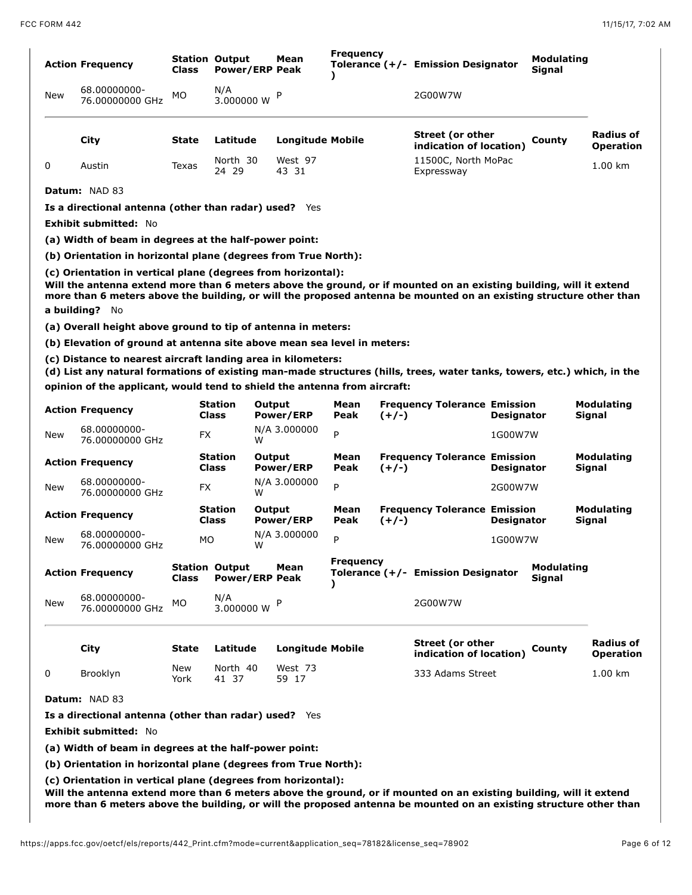| Action | Frequency | Station Class | Output Power/ERP | Mean Peak | Frequency Tolerance (+/-) | Emission Designator | Modulating Signal |
|---|---|---|---|---|---|---|---|
| New | 68.00000000-76.00000000 GHz | MO | N/A 3.000000 W | P | | 2G00W7W | |

| | City | State | Latitude | Longitude | Mobile | Street (or other indication of location) | County | Radius of Operation |
|---|---|---|---|---|---|---|---|---|
| 0 | Austin | Texas | North 30 24 29 | West 97 43 31 | | 11500C, North MoPac Expressway | | 1.00 km |

**Datum:** NAD 83

**Is a directional antenna (other than radar) used?** Yes

**Exhibit submitted:** No

**(a) Width of beam in degrees at the half-power point:**

**(b) Orientation in horizontal plane (degrees from True North):**

**(c) Orientation in vertical plane (degrees from horizontal):**

**Will the antenna extend more than 6 meters above the ground, or if mounted on an existing building, will it extend more than 6 meters above the building, or will the proposed antenna be mounted on an existing structure other than a building?** No

**(a) Overall height above ground to tip of antenna in meters:**

**(b) Elevation of ground at antenna site above mean sea level in meters:**

**(c) Distance to nearest aircraft landing area in kilometers:**

**(d) List any natural formations of existing man-made structures (hills, trees, water tanks, towers, etc.) which, in the opinion of the applicant, would tend to shield the antenna from aircraft:**

| Action | Frequency | Station Class | Output Power/ERP | Mean Peak | Frequency Tolerance (+/-) | Emission Designator | Modulating Signal |
|---|---|---|---|---|---|---|---|
| New | 68.00000000-76.00000000 GHz | FX | N/A 3.000000 W | P | | 1G00W7W | |

| Action | Frequency | Station Class | Output Power/ERP | Mean Peak | Frequency Tolerance (+/-) | Emission Designator | Modulating Signal |
|---|---|---|---|---|---|---|---|
| New | 68.00000000-76.00000000 GHz | FX | N/A 3.000000 W | P | | 2G00W7W | |

| Action | Frequency | Station Class | Output Power/ERP | Mean Peak | Frequency Tolerance (+/-) | Emission Designator | Modulating Signal |
|---|---|---|---|---|---|---|---|
| New | 68.00000000-76.00000000 GHz | MO | N/A 3.000000 W | P | | 1G00W7W | |

| Action | Frequency | Station Class | Output Power/ERP | Mean Peak | Frequency Tolerance (+/-) | Emission Designator | Modulating Signal |
|---|---|---|---|---|---|---|---|
| New | 68.00000000-76.00000000 GHz | MO | N/A 3.000000 W | P | | 2G00W7W | |

| | City | State | Latitude | Longitude | Mobile | Street (or other indication of location) | County | Radius of Operation |
|---|---|---|---|---|---|---|---|---|
| 0 | Brooklyn | New York | North 40 41 37 | West 73 59 17 | | 333 Adams Street | | 1.00 km |

**Datum:** NAD 83

**Is a directional antenna (other than radar) used?** Yes

**Exhibit submitted:** No

**(a) Width of beam in degrees at the half-power point:**

**(b) Orientation in horizontal plane (degrees from True North):**

**(c) Orientation in vertical plane (degrees from horizontal):**

**Will the antenna extend more than 6 meters above the ground, or if mounted on an existing building, will it extend more than 6 meters above the building, or will the proposed antenna be mounted on an existing structure other than**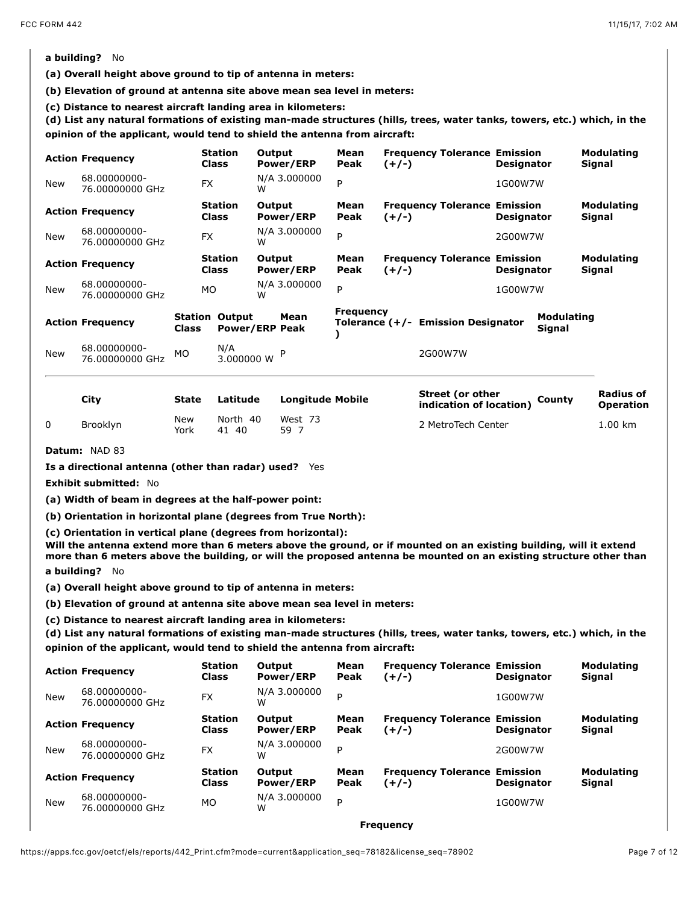**a building?** No

**(a) Overall height above ground to tip of antenna in meters:**

**(b) Elevation of ground at antenna site above mean sea level in meters:**

**(c) Distance to nearest aircraft landing area in kilometers:**

**(d) List any natural formations of existing man-made structures (hills, trees, water tanks, towers, etc.) which, in the opinion of the applicant, would tend to shield the antenna from aircraft:**

| Action | Frequency | Station Class | Output Power/ERP | Mean Peak | Frequency Tolerance (+/-) | Emission Designator | Modulating Signal |
|---|---|---|---|---|---|---|---|
| New | 68.00000000-76.00000000 GHz | FX | N/A 3.000000 W | P | | 1G00W7W | |

| Action | Frequency | Station Class | Output Power/ERP | Mean Peak | Frequency Tolerance (+/-) | Emission Designator | Modulating Signal |
|---|---|---|---|---|---|---|---|
| New | 68.00000000-76.00000000 GHz | FX | N/A 3.000000 W | P | | 2G00W7W | |

| Action | Frequency | Station Class | Output Power/ERP | Mean Peak | Frequency Tolerance (+/-) | Emission Designator | Modulating Signal |
|---|---|---|---|---|---|---|---|
| New | 68.00000000-76.00000000 GHz | MO | N/A 3.000000 W | P | | 1G00W7W | |

| Action | Frequency | Station Class | Output Power/ERP | Mean Peak | Frequency Tolerance (+/-) | Emission Designator | Modulating Signal |
|---|---|---|---|---|---|---|---|
| New | 68.00000000-76.00000000 GHz | MO | N/A 3.000000 W | P | | 2G00W7W | |

---

| | City | State | Latitude | Longitude | Mobile | Street (or other indication of location) | County | Radius of Operation |
|---|---|---|---|---|---|---|---|---|
| 0 | Brooklyn | New York | North 40 41 40 | West 73 59 7 | | 2 MetroTech Center | | 1.00 km |

**Datum:** NAD 83

**Is a directional antenna (other than radar) used?** Yes

**Exhibit submitted:** No

**(a) Width of beam in degrees at the half-power point:**

**(b) Orientation in horizontal plane (degrees from True North):**

**(c) Orientation in vertical plane (degrees from horizontal):**

**Will the antenna extend more than 6 meters above the ground, or if mounted on an existing building, will it extend more than 6 meters above the building, or will the proposed antenna be mounted on an existing structure other than a building?** No

**(a) Overall height above ground to tip of antenna in meters:**

**(b) Elevation of ground at antenna site above mean sea level in meters:**

**(c) Distance to nearest aircraft landing area in kilometers:**

**(d) List any natural formations of existing man-made structures (hills, trees, water tanks, towers, etc.) which, in the opinion of the applicant, would tend to shield the antenna from aircraft:**

| Action | Frequency | Station Class | Output Power/ERP | Mean Peak | Frequency Tolerance (+/-) | Emission Designator | Modulating Signal |
|---|---|---|---|---|---|---|---|
| New | 68.00000000-76.00000000 GHz | FX | N/A 3.000000 W | P | | 1G00W7W | |

| Action | Frequency | Station Class | Output Power/ERP | Mean Peak | Frequency Tolerance (+/-) | Emission Designator | Modulating Signal |
|---|---|---|---|---|---|---|---|
| New | 68.00000000-76.00000000 GHz | FX | N/A 3.000000 W | P | | 2G00W7W | |

| Action | Frequency | Station Class | Output Power/ERP | Mean Peak | Frequency Tolerance (+/-) | Emission Designator | Modulating Signal |
|---|---|---|---|---|---|---|---|
| New | 68.00000000-76.00000000 GHz | MO | N/A 3.000000 W | P | | 1G00W7W | |

**Frequency**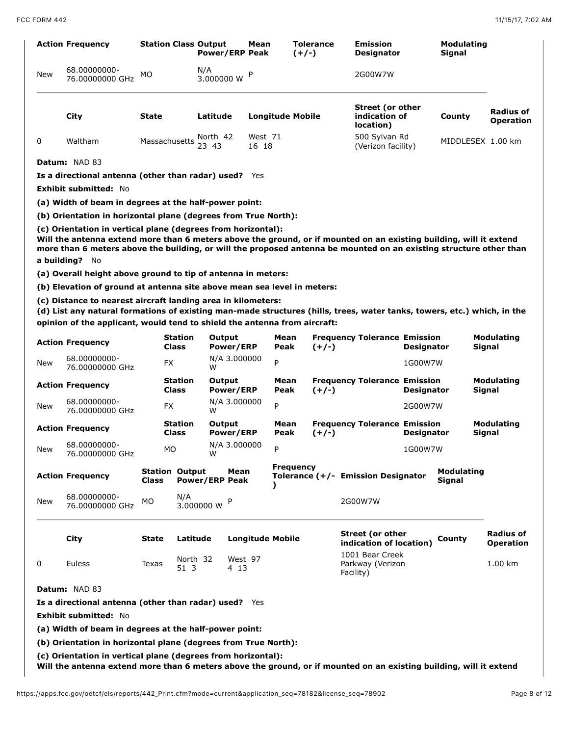| Action | Frequency | Station Class | Output Power/ERP | Mean Peak | Tolerance (+/-) | Emission Designator | Modulating Signal |
|---|---|---|---|---|---|---|---|
| New | 68.00000000-76.00000000 GHz | MO | N/A 3.000000 W | P | | 2G00W7W | |

| | City | State | Latitude | Longitude | Mobile | Street (or other indication of location) | County | Radius of Operation |
|---|---|---|---|---|---|---|---|---|
| 0 | Waltham | Massachusetts | North 42 23 43 | West 71 16 18 | | 500 Sylvan Rd (Verizon facility) | MIDDLESEX | 1.00 km |

**Datum:** NAD 83

**Is a directional antenna (other than radar) used?** Yes

**Exhibit submitted:** No

**(a) Width of beam in degrees at the half-power point:**

**(b) Orientation in horizontal plane (degrees from True North):**

**(c) Orientation in vertical plane (degrees from horizontal):**

**Will the antenna extend more than 6 meters above the ground, or if mounted on an existing building, will it extend more than 6 meters above the building, or will the proposed antenna be mounted on an existing structure other than a building?** No

**(a) Overall height above ground to tip of antenna in meters:**

**(b) Elevation of ground at antenna site above mean sea level in meters:**

**(c) Distance to nearest aircraft landing area in kilometers:**

**(d) List any natural formations of existing man-made structures (hills, trees, water tanks, towers, etc.) which, in the opinion of the applicant, would tend to shield the antenna from aircraft:**

| Action | Frequency | Station Class | Output Power/ERP | Mean Peak | Frequency Tolerance (+/-) | Emission Designator | Modulating Signal |
|---|---|---|---|---|---|---|---|
| New | 68.00000000-76.00000000 GHz | FX | N/A 3.000000 W | P | | 1G00W7W | |

| Action | Frequency | Station Class | Output Power/ERP | Mean Peak | Frequency Tolerance (+/-) | Emission Designator | Modulating Signal |
|---|---|---|---|---|---|---|---|
| New | 68.00000000-76.00000000 GHz | FX | N/A 3.000000 W | P | | 2G00W7W | |

| Action | Frequency | Station Class | Output Power/ERP | Mean Peak | Frequency Tolerance (+/-) | Emission Designator | Modulating Signal |
|---|---|---|---|---|---|---|---|
| New | 68.00000000-76.00000000 GHz | MO | N/A 3.000000 W | P | | 1G00W7W | |

| Action | Frequency | Station Class | Output Power/ERP | Mean Peak | Frequency Tolerance (+/-) | Emission Designator | Modulating Signal |
|---|---|---|---|---|---|---|---|
| New | 68.00000000-76.00000000 GHz | MO | N/A 3.000000 W | P | | 2G00W7W | |

| | City | State | Latitude | Longitude | Mobile | Street (or other indication of location) | County | Radius of Operation |
|---|---|---|---|---|---|---|---|---|
| 0 | Euless | Texas | North 32 51 3 | West 97 4 13 | | 1001 Bear Creek Parkway (Verizon Facility) | | 1.00 km |

**Datum:** NAD 83

**Is a directional antenna (other than radar) used?** Yes

**Exhibit submitted:** No

**(a) Width of beam in degrees at the half-power point:**

**(b) Orientation in horizontal plane (degrees from True North):**

**(c) Orientation in vertical plane (degrees from horizontal):**

**Will the antenna extend more than 6 meters above the ground, or if mounted on an existing building, will it extend**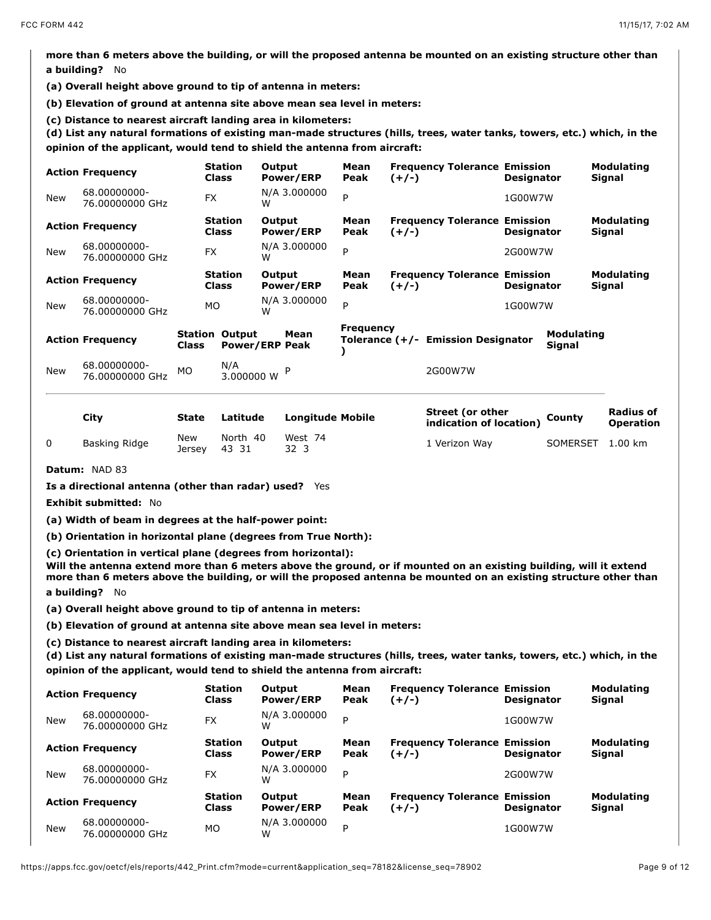**more than 6 meters above the building, or will the proposed antenna be mounted on an existing structure other than a building?** No

**(a) Overall height above ground to tip of antenna in meters:**

**(b) Elevation of ground at antenna site above mean sea level in meters:**

**(c) Distance to nearest aircraft landing area in kilometers:**

**(d) List any natural formations of existing man-made structures (hills, trees, water tanks, towers, etc.) which, in the opinion of the applicant, would tend to shield the antenna from aircraft:**

| Action | Frequency | Station Class | Output Power/ERP | Mean Peak | Frequency Tolerance (+/-) | Emission Designator | Modulating Signal |
|---|---|---|---|---|---|---|---|
| New | 68.00000000-76.00000000 GHz | FX | N/A 3.000000 W | P | | 1G00W7W | |

| Action | Frequency | Station Class | Output Power/ERP | Mean Peak | Frequency Tolerance (+/-) | Emission Designator | Modulating Signal |
|---|---|---|---|---|---|---|---|
| New | 68.00000000-76.00000000 GHz | FX | N/A 3.000000 W | P | | 2G00W7W | |

| Action | Frequency | Station Class | Output Power/ERP | Mean Peak | Frequency Tolerance (+/-) | Emission Designator | Modulating Signal |
|---|---|---|---|---|---|---|---|
| New | 68.00000000-76.00000000 GHz | MO | N/A 3.000000 W | P | | 1G00W7W | |

| Action | Frequency | Station Class | Output Power/ERP | Mean Peak | Frequency Tolerance (+/-) | Emission Designator | Modulating Signal |
|---|---|---|---|---|---|---|---|
| New | 68.00000000-76.00000000 GHz | MO | N/A 3.000000 W | P | | 2G00W7W | |

| | City | State | Latitude | Longitude | Mobile | Street (or other indication of location) | County | Radius of Operation |
|---|---|---|---|---|---|---|---|---|
| 0 | Basking Ridge | New Jersey | North 40 43 31 | West 74 32 3 | | 1 Verizon Way | SOMERSET | 1.00 km |

**Datum:** NAD 83

**Is a directional antenna (other than radar) used?** Yes

**Exhibit submitted:** No

**(a) Width of beam in degrees at the half-power point:**

**(b) Orientation in horizontal plane (degrees from True North):**

**(c) Orientation in vertical plane (degrees from horizontal):**

**Will the antenna extend more than 6 meters above the ground, or if mounted on an existing building, will it extend more than 6 meters above the building, or will the proposed antenna be mounted on an existing structure other than a building?** No

**(a) Overall height above ground to tip of antenna in meters:**

**(b) Elevation of ground at antenna site above mean sea level in meters:**

**(c) Distance to nearest aircraft landing area in kilometers:**

**(d) List any natural formations of existing man-made structures (hills, trees, water tanks, towers, etc.) which, in the opinion of the applicant, would tend to shield the antenna from aircraft:**

| Action | Frequency | Station Class | Output Power/ERP | Mean Peak | Frequency Tolerance (+/-) | Emission Designator | Modulating Signal |
|---|---|---|---|---|---|---|---|
| New | 68.00000000-76.00000000 GHz | FX | N/A 3.000000 W | P | | 1G00W7W | |

| Action | Frequency | Station Class | Output Power/ERP | Mean Peak | Frequency Tolerance (+/-) | Emission Designator | Modulating Signal |
|---|---|---|---|---|---|---|---|
| New | 68.00000000-76.00000000 GHz | FX | N/A 3.000000 W | P | | 2G00W7W | |

| Action | Frequency | Station Class | Output Power/ERP | Mean Peak | Frequency Tolerance (+/-) | Emission Designator | Modulating Signal |
|---|---|---|---|---|---|---|---|
| New | 68.00000000-76.00000000 GHz | MO | N/A 3.000000 W | P | | 1G00W7W | |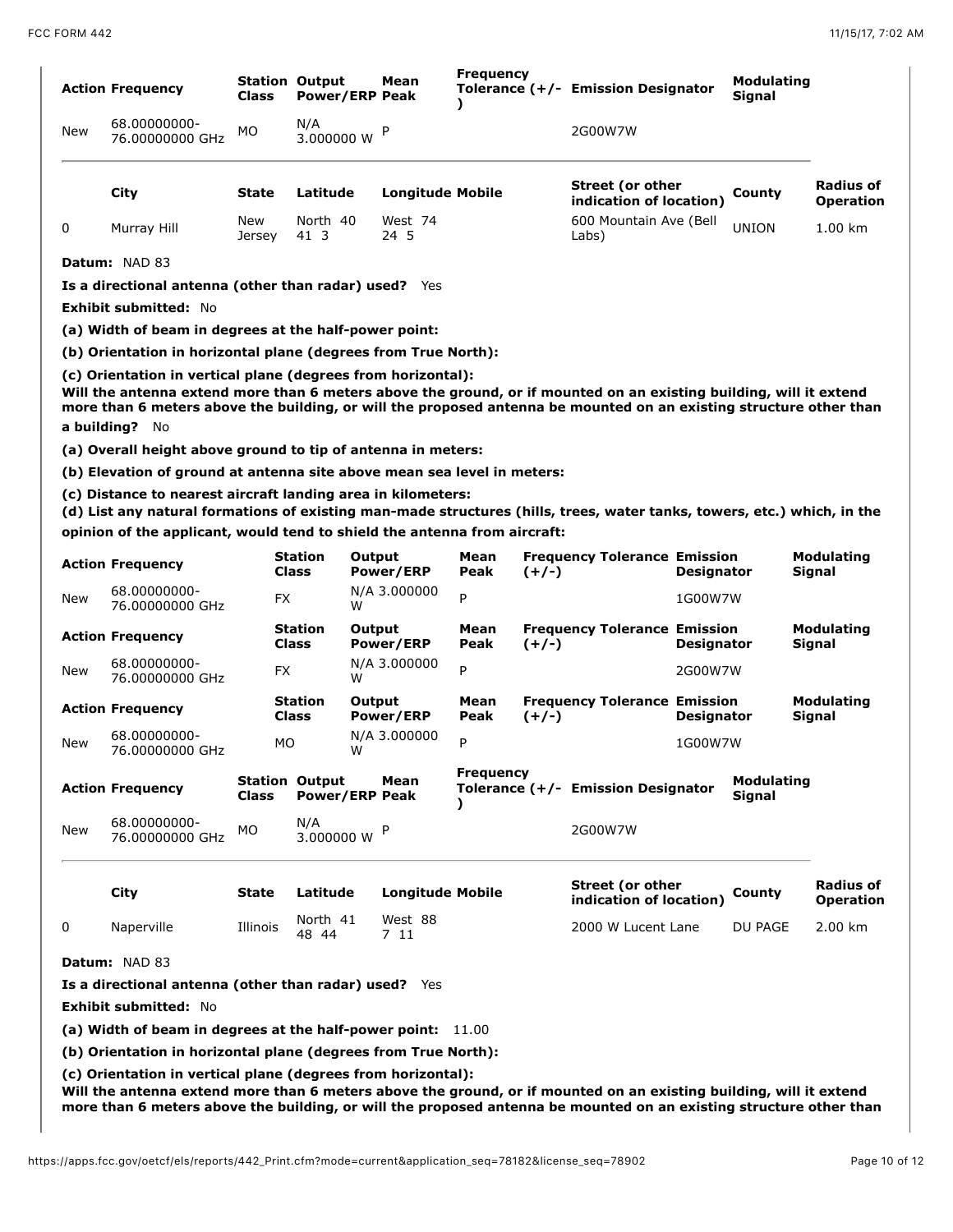| Action | Frequency | Station Class | Output Power/ERP | Mean Peak | Frequency Tolerance (+/-) | Emission Designator | Modulating Signal |
|---|---|---|---|---|---|---|---|
| New | 68.00000000-76.00000000 GHz | MO | N/A 3.000000 W | P | | 2G00W7W | |

| | City | State | Latitude | Longitude | Mobile | Street (or other indication of location) | County | Radius of Operation |
|---|---|---|---|---|---|---|---|---|
| 0 | Murray Hill | New Jersey | North 40 41 3 | West 74 24 5 | | 600 Mountain Ave (Bell Labs) | UNION | 1.00 km |

**Datum:** NAD 83

**Is a directional antenna (other than radar) used?** Yes

**Exhibit submitted:** No

**(a) Width of beam in degrees at the half-power point:**

**(b) Orientation in horizontal plane (degrees from True North):**

**(c) Orientation in vertical plane (degrees from horizontal):**

**Will the antenna extend more than 6 meters above the ground, or if mounted on an existing building, will it extend more than 6 meters above the building, or will the proposed antenna be mounted on an existing structure other than a building?** No

**(a) Overall height above ground to tip of antenna in meters:**

**(b) Elevation of ground at antenna site above mean sea level in meters:**

**(c) Distance to nearest aircraft landing area in kilometers:**

**(d) List any natural formations of existing man-made structures (hills, trees, water tanks, towers, etc.) which, in the opinion of the applicant, would tend to shield the antenna from aircraft:**

| Action | Frequency | Station Class | Output Power/ERP | Mean Peak | Frequency Tolerance (+/-) | Emission Designator | Modulating Signal |
|---|---|---|---|---|---|---|---|
| New | 68.00000000-76.00000000 GHz | FX | N/A 3.000000 W | P | | 1G00W7W | |

| Action | Frequency | Station Class | Output Power/ERP | Mean Peak | Frequency Tolerance (+/-) | Emission Designator | Modulating Signal |
|---|---|---|---|---|---|---|---|
| New | 68.00000000-76.00000000 GHz | FX | N/A 3.000000 W | P | | 2G00W7W | |

| Action | Frequency | Station Class | Output Power/ERP | Mean Peak | Frequency Tolerance (+/-) | Emission Designator | Modulating Signal |
|---|---|---|---|---|---|---|---|
| New | 68.00000000-76.00000000 GHz | MO | N/A 3.000000 W | P | | 1G00W7W | |

| Action | Frequency | Station Class | Output Power/ERP | Mean Peak | Frequency Tolerance (+/-) | Emission Designator | Modulating Signal |
|---|---|---|---|---|---|---|---|
| New | 68.00000000-76.00000000 GHz | MO | N/A 3.000000 W | P | | 2G00W7W | |

| | City | State | Latitude | Longitude | Mobile | Street (or other indication of location) | County | Radius of Operation |
|---|---|---|---|---|---|---|---|---|
| 0 | Naperville | Illinois | North 41 48 44 | West 88 7 11 | | 2000 W Lucent Lane | DU PAGE | 2.00 km |

**Datum:** NAD 83

**Is a directional antenna (other than radar) used?** Yes

**Exhibit submitted:** No

**(a) Width of beam in degrees at the half-power point:** 11.00

**(b) Orientation in horizontal plane (degrees from True North):**

**(c) Orientation in vertical plane (degrees from horizontal):**

**Will the antenna extend more than 6 meters above the ground, or if mounted on an existing building, will it extend more than 6 meters above the building, or will the proposed antenna be mounted on an existing structure other than**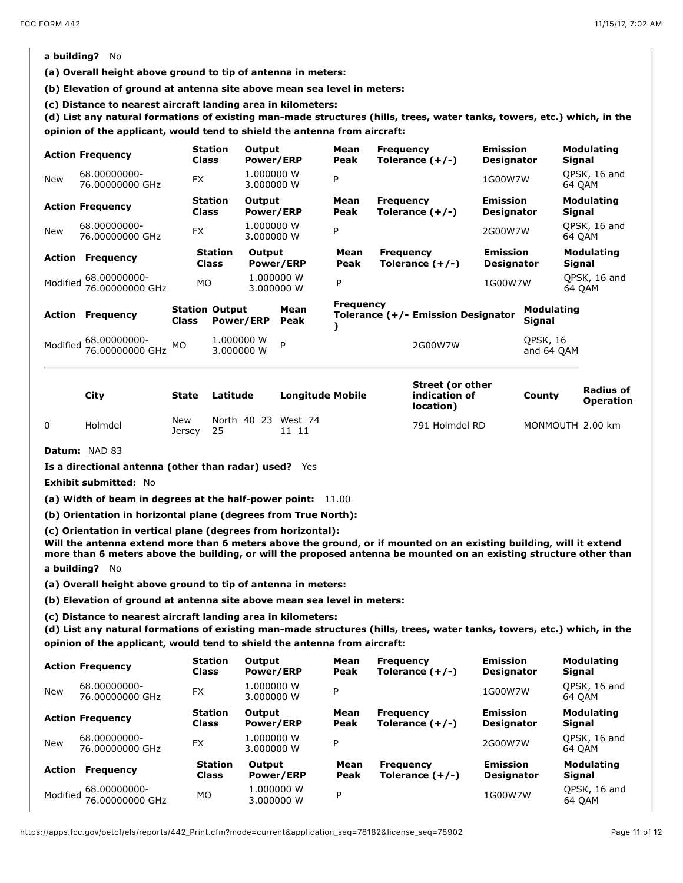**a building?** No

**(a) Overall height above ground to tip of antenna in meters:**

**(b) Elevation of ground at antenna site above mean sea level in meters:**

**(c) Distance to nearest aircraft landing area in kilometers:**

**(d) List any natural formations of existing man-made structures (hills, trees, water tanks, towers, etc.) which, in the opinion of the applicant, would tend to shield the antenna from aircraft:**

| Action | Frequency | Station Class | Output Power/ERP | Mean Peak | Frequency Tolerance (+/-) | Emission Designator | Modulating Signal |
|---|---|---|---|---|---|---|---|
| New | 68.00000000-76.00000000 GHz | FX | 1.000000 W 3.000000 W | P | | 1G00W7W | QPSK, 16 and 64 QAM |

| Action | Frequency | Station Class | Output Power/ERP | Mean Peak | Frequency Tolerance (+/-) | Emission Designator | Modulating Signal |
|---|---|---|---|---|---|---|---|
| New | 68.00000000-76.00000000 GHz | FX | 1.000000 W 3.000000 W | P | | 2G00W7W | QPSK, 16 and 64 QAM |

| Action | Frequency | Station Class | Output Power/ERP | Mean Peak | Frequency Tolerance (+/-) | Emission Designator | Modulating Signal |
|---|---|---|---|---|---|---|---|
| Modified | 68.00000000-76.00000000 GHz | MO | 1.000000 W 3.000000 W | P | | 1G00W7W | QPSK, 16 and 64 QAM |

| Action | Frequency | Station Class | Output Power/ERP | Mean Peak | Frequency Tolerance (+/-) | Emission Designator | Modulating Signal |
|---|---|---|---|---|---|---|---|
| Modified | 68.00000000-76.00000000 GHz | MO | 1.000000 W 3.000000 W | P | | 2G00W7W | QPSK, 16 and 64 QAM |

---

| | City | State | Latitude | Longitude | Mobile | Street (or other indication of location) | County | Radius of Operation |
|---|---|---|---|---|---|---|---|---|
| 0 | Holmdel | New Jersey | North 40 23 25 | West 74 11 11 | | 791 Holmdel RD | MONMOUTH | 2.00 km |

**Datum:** NAD 83

**Is a directional antenna (other than radar) used?** Yes

**Exhibit submitted:** No

**(a) Width of beam in degrees at the half-power point:** 11.00

**(b) Orientation in horizontal plane (degrees from True North):**

**(c) Orientation in vertical plane (degrees from horizontal):**

**Will the antenna extend more than 6 meters above the ground, or if mounted on an existing building, will it extend more than 6 meters above the building, or will the proposed antenna be mounted on an existing structure other than a building?** No

**(a) Overall height above ground to tip of antenna in meters:**

**(b) Elevation of ground at antenna site above mean sea level in meters:**

**(c) Distance to nearest aircraft landing area in kilometers:**

**(d) List any natural formations of existing man-made structures (hills, trees, water tanks, towers, etc.) which, in the opinion of the applicant, would tend to shield the antenna from aircraft:**

| Action | Frequency | Station Class | Output Power/ERP | Mean Peak | Frequency Tolerance (+/-) | Emission Designator | Modulating Signal |
|---|---|---|---|---|---|---|---|
| New | 68.00000000-76.00000000 GHz | FX | 1.000000 W 3.000000 W | P | | 1G00W7W | QPSK, 16 and 64 QAM |

| Action | Frequency | Station Class | Output Power/ERP | Mean Peak | Frequency Tolerance (+/-) | Emission Designator | Modulating Signal |
|---|---|---|---|---|---|---|---|
| New | 68.00000000-76.00000000 GHz | FX | 1.000000 W 3.000000 W | P | | 2G00W7W | QPSK, 16 and 64 QAM |

| Action | Frequency | Station Class | Output Power/ERP | Mean Peak | Frequency Tolerance (+/-) | Emission Designator | Modulating Signal |
|---|---|---|---|---|---|---|---|
| Modified | 68.00000000-76.00000000 GHz | MO | 1.000000 W 3.000000 W | P | | 1G00W7W | QPSK, 16 and 64 QAM |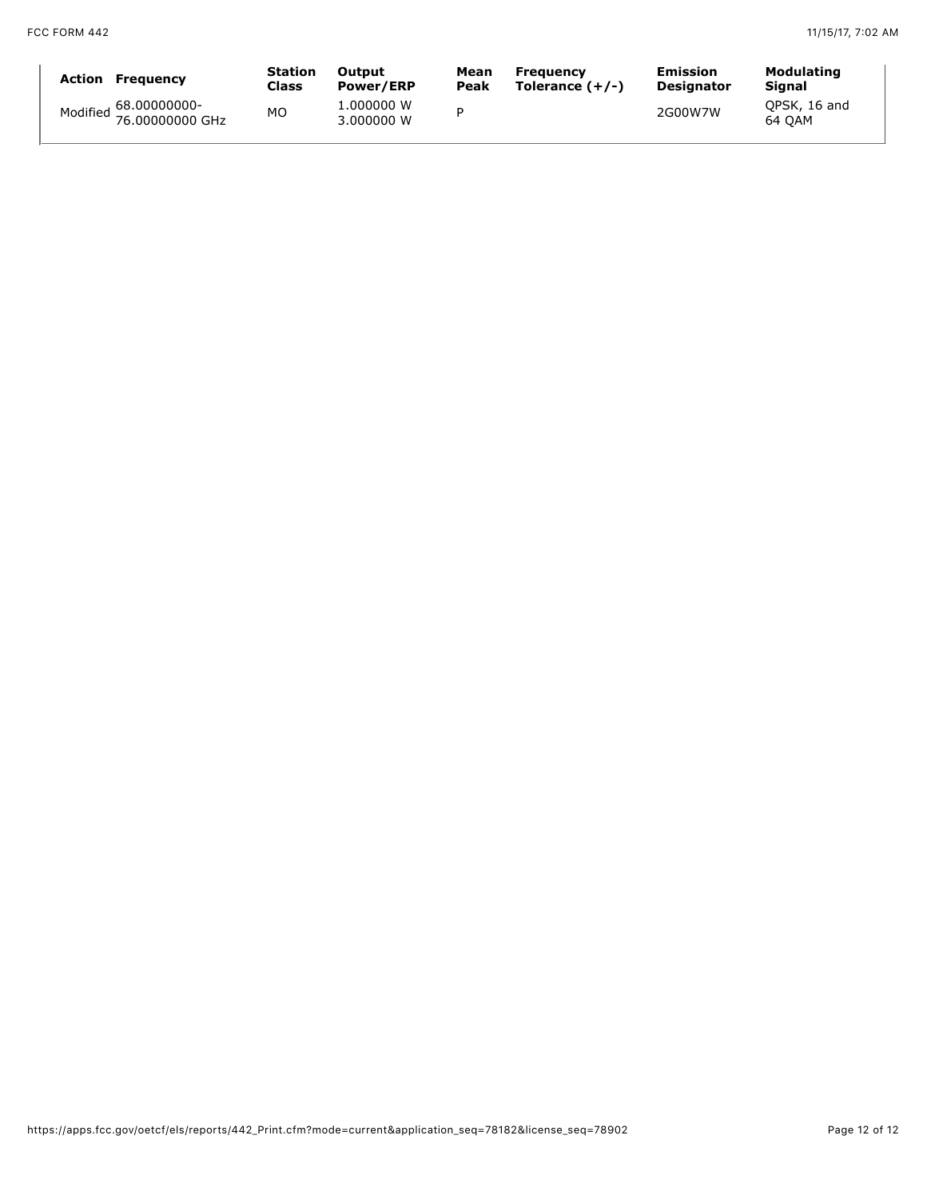| Action | Frequency | Station Class | Output Power/ERP | Mean Peak | Frequency Tolerance (+/-) | Emission Designator | Modulating Signal |
|---|---|---|---|---|---|---|---|
| Modified | 68.00000000-76.00000000 GHz | MO | 1.000000 W 3.000000 W | P | | 2G00W7W | QPSK, 16 and 64 QAM |